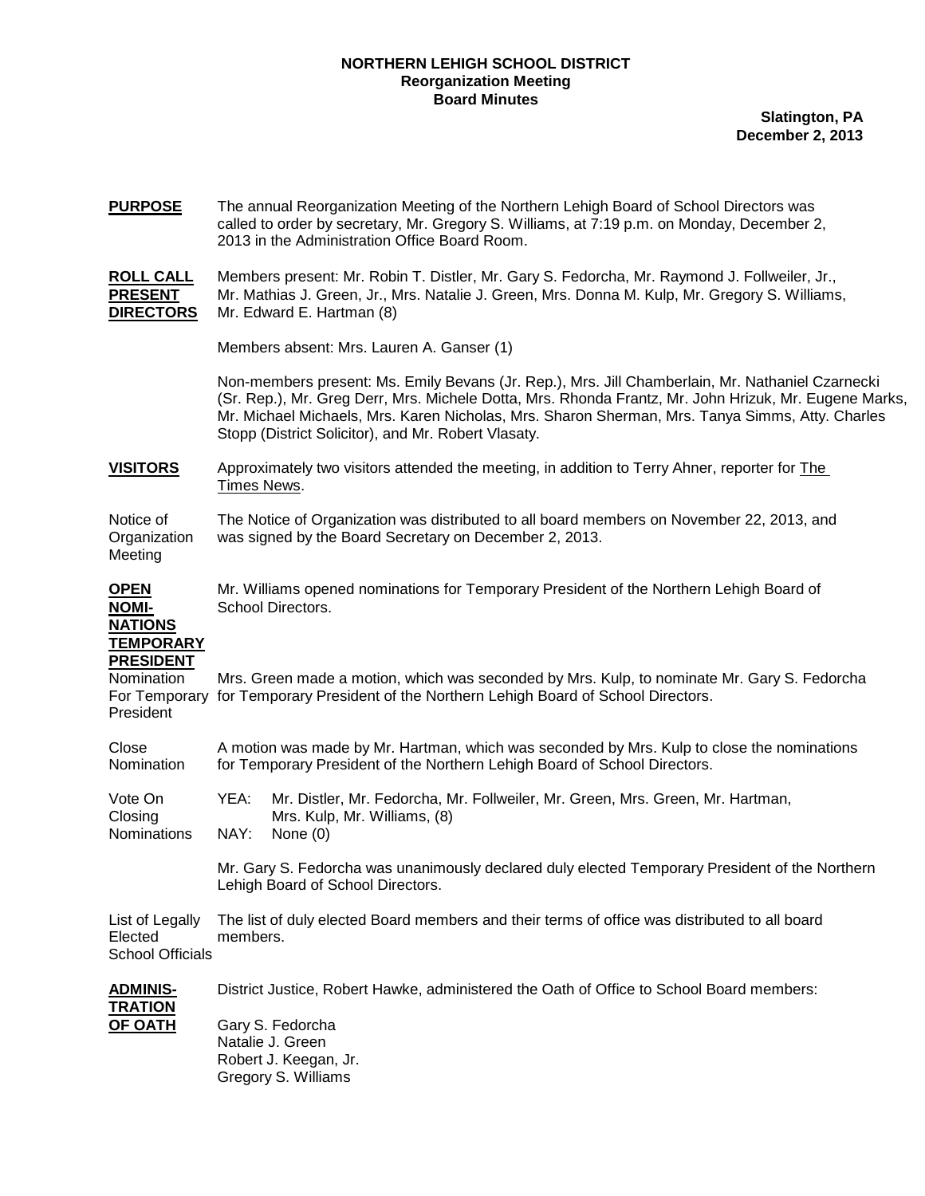**NORTHERN LEHIGH SCHOOL DISTRICT**
**Reorganization Meeting**
**Board Minutes**

**Slatington, PA**
**December 2, 2013**

**PURPOSE** The annual Reorganization Meeting of the Northern Lehigh Board of School Directors was called to order by secretary, Mr. Gregory S. Williams, at 7:19 p.m. on Monday, December 2, 2013 in the Administration Office Board Room.

**ROLL CALL PRESENT DIRECTORS** Members present: Mr. Robin T. Distler, Mr. Gary S. Fedorcha, Mr. Raymond J. Follweiler, Jr., Mr. Mathias J. Green, Jr., Mrs. Natalie J. Green, Mrs. Donna M. Kulp, Mr. Gregory S. Williams, Mr. Edward E. Hartman (8)

Members absent: Mrs. Lauren A. Ganser (1)

Non-members present: Ms. Emily Bevans (Jr. Rep.), Mrs. Jill Chamberlain, Mr. Nathaniel Czarnecki (Sr. Rep.), Mr. Greg Derr, Mrs. Michele Dotta, Mrs. Rhonda Frantz, Mr. John Hrizuk, Mr. Eugene Marks, Mr. Michael Michaels, Mrs. Karen Nicholas, Mrs. Sharon Sherman, Mrs. Tanya Simms, Atty. Charles Stopp (District Solicitor), and Mr. Robert Vlasaty.

**VISITORS** Approximately two visitors attended the meeting, in addition to Terry Ahner, reporter for The Times News.

Notice of Organization Meeting — The Notice of Organization was distributed to all board members on November 22, 2013, and was signed by the Board Secretary on December 2, 2013.

**OPEN NOMINATIONS TEMPORARY PRESIDENT** Mr. Williams opened nominations for Temporary President of the Northern Lehigh Board of School Directors.

Nomination For Temporary President — Mrs. Green made a motion, which was seconded by Mrs. Kulp, to nominate Mr. Gary S. Fedorcha for Temporary President of the Northern Lehigh Board of School Directors.

Close Nomination — A motion was made by Mr. Hartman, which was seconded by Mrs. Kulp to close the nominations for Temporary President of the Northern Lehigh Board of School Directors.

Vote On Closing Nominations —
YEA: Mr. Distler, Mr. Fedorcha, Mr. Follweiler, Mr. Green, Mrs. Green, Mr. Hartman, Mrs. Kulp, Mr. Williams, (8)
NAY: None (0)

Mr. Gary S. Fedorcha was unanimously declared duly elected Temporary President of the Northern Lehigh Board of School Directors.

List of Legally Elected School Officials — The list of duly elected Board members and their terms of office was distributed to all board members.

**ADMINISTRATION OF OATH** District Justice, Robert Hawke, administered the Oath of Office to School Board members:

Gary S. Fedorcha
Natalie J. Green
Robert J. Keegan, Jr.
Gregory S. Williams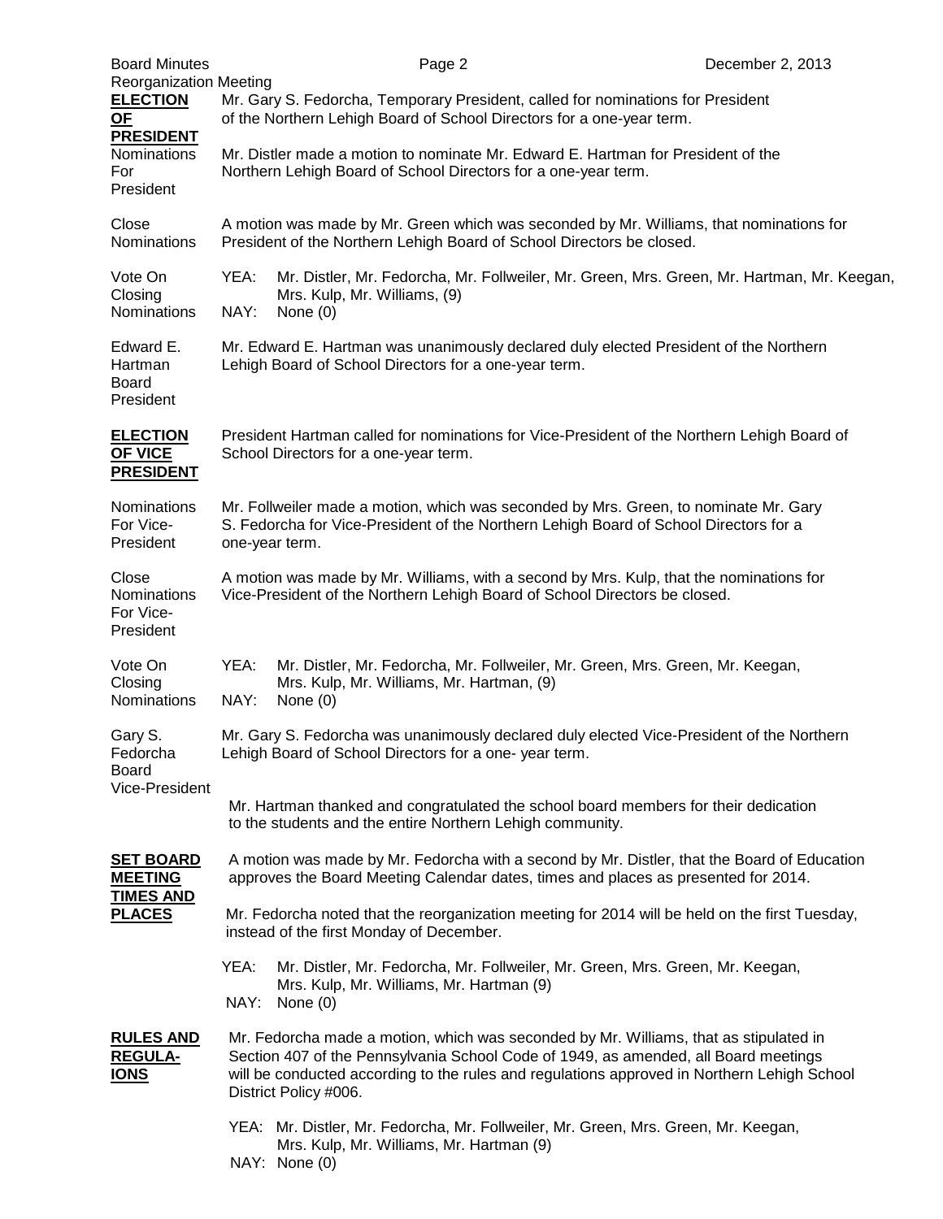Reorganization Meeting

**ELECTION OF PRESIDENT**

Mr. Gary S. Fedorcha, Temporary President, called for nominations for President of the Northern Lehigh Board of School Directors for a one-year term.

Nominations For President

Mr. Distler made a motion to nominate Mr. Edward E. Hartman for President of the Northern Lehigh Board of School Directors for a one-year term.

Close Nominations

A motion was made by Mr. Green which was seconded by Mr. Williams, that nominations for President of the Northern Lehigh Board of School Directors be closed.

Vote On Closing Nominations

YEA: Mr. Distler, Mr. Fedorcha, Mr. Follweiler, Mr. Green, Mrs. Green, Mr. Hartman, Mr. Keegan, Mrs. Kulp, Mr. Williams, (9)
NAY: None (0)

Edward E. Hartman Board President

Mr. Edward E. Hartman was unanimously declared duly elected President of the Northern Lehigh Board of School Directors for a one-year term.

**ELECTION OF VICE PRESIDENT**

President Hartman called for nominations for Vice-President of the Northern Lehigh Board of School Directors for a one-year term.

Nominations For Vice-President

Mr. Follweiler made a motion, which was seconded by Mrs. Green, to nominate Mr. Gary S. Fedorcha for Vice-President of the Northern Lehigh Board of School Directors for a one-year term.

Close Nominations For Vice-President

A motion was made by Mr. Williams, with a second by Mrs. Kulp, that the nominations for Vice-President of the Northern Lehigh Board of School Directors be closed.

Vote On Closing Nominations

YEA: Mr. Distler, Mr. Fedorcha, Mr. Follweiler, Mr. Green, Mrs. Green, Mr. Keegan, Mrs. Kulp, Mr. Williams, Mr. Hartman, (9)
NAY: None (0)

Gary S. Fedorcha Board Vice-President

Mr. Gary S. Fedorcha was unanimously declared duly elected Vice-President of the Northern Lehigh Board of School Directors for a one- year term.

Mr. Hartman thanked and congratulated the school board members for their dedication to the students and the entire Northern Lehigh community.

**SET BOARD MEETING TIMES AND PLACES**

A motion was made by Mr. Fedorcha with a second by Mr. Distler, that the Board of Education approves the Board Meeting Calendar dates, times and places as presented for 2014.

Mr. Fedorcha noted that the reorganization meeting for 2014 will be held on the first Tuesday, instead of the first Monday of December.

YEA: Mr. Distler, Mr. Fedorcha, Mr. Follweiler, Mr. Green, Mrs. Green, Mr. Keegan, Mrs. Kulp, Mr. Williams, Mr. Hartman (9)
NAY: None (0)

**RULES AND REGULA-IONS**

Mr. Fedorcha made a motion, which was seconded by Mr. Williams, that as stipulated in Section 407 of the Pennsylvania School Code of 1949, as amended, all Board meetings will be conducted according to the rules and regulations approved in Northern Lehigh School District Policy #006.

YEA: Mr. Distler, Mr. Fedorcha, Mr. Follweiler, Mr. Green, Mrs. Green, Mr. Keegan, Mrs. Kulp, Mr. Williams, Mr. Hartman (9)
NAY: None (0)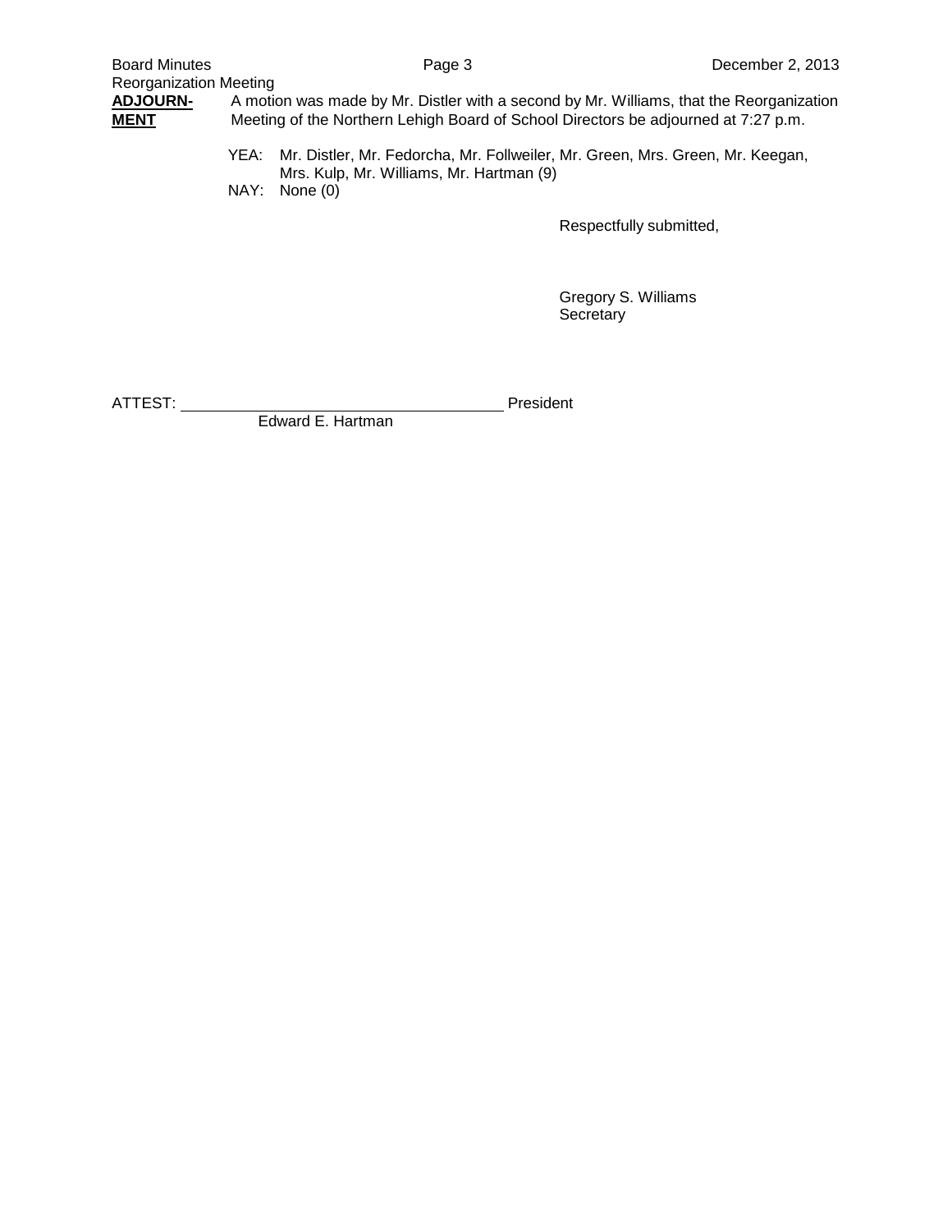**ADJOURN-MENT** A motion was made by Mr. Distler with a second by Mr. Williams, that the Reorganization Meeting of the Northern Lehigh Board of School Directors be adjourned at 7:27 p.m.

YEA: Mr. Distler, Mr. Fedorcha, Mr. Follweiler, Mr. Green, Mrs. Green, Mr. Keegan, Mrs. Kulp, Mr. Williams, Mr. Hartman (9)
NAY: None (0)

Respectfully submitted,

Gregory S. Williams
Secretary

ATTEST: ______________________________ President
Edward E. Hartman